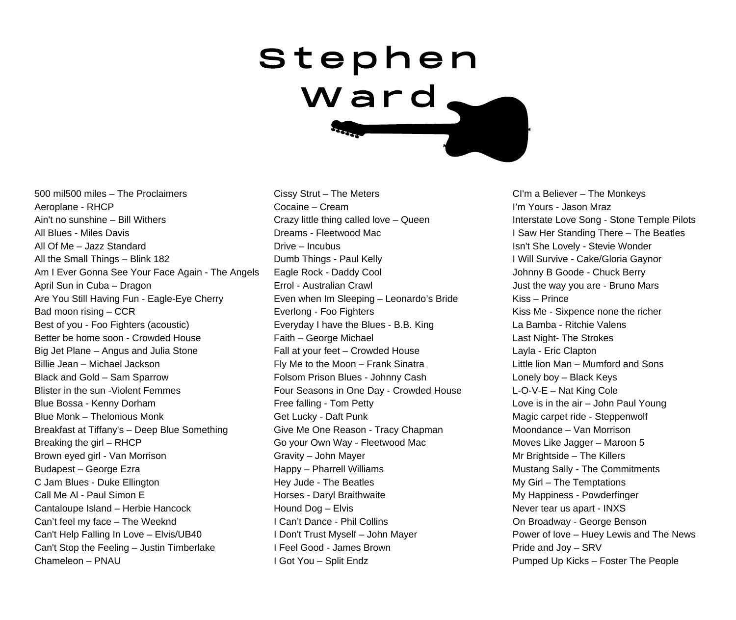# Stephen Ward

500 mil500 miles – The Proclaimers
Aeroplane - RHCP
Ain't no sunshine – Bill Withers
All Blues - Miles Davis
All Of Me – Jazz Standard
All the Small Things – Blink 182
Am I Ever Gonna See Your Face Again - The Angels
April Sun in Cuba – Dragon
Are You Still Having Fun - Eagle-Eye Cherry
Bad moon rising – CCR
Best of you - Foo Fighters (acoustic)
Better be home soon - Crowded House
Big Jet Plane – Angus and Julia Stone
Billie Jean – Michael Jackson
Black and Gold – Sam Sparrow
Blister in the sun -Violent Femmes
Blue Bossa - Kenny Dorham
Blue Monk – Thelonious Monk
Breakfast at Tiffany's – Deep Blue Something
Breaking the girl – RHCP
Brown eyed girl - Van Morrison
Budapest – George Ezra
C Jam Blues - Duke Ellington
Call Me Al - Paul Simon E
Cantaloupe Island – Herbie Hancock
Can't feel my face – The Weeknd
Can't Help Falling In Love – Elvis/UB40
Can't Stop the Feeling – Justin Timberlake
Chameleon – PNAU

Cissy Strut – The Meters
Cocaine – Cream
Crazy little thing called love – Queen
Dreams - Fleetwood Mac
Drive – Incubus
Dumb Things - Paul Kelly
Eagle Rock - Daddy Cool
Errol - Australian Crawl
Even when Im Sleeping – Leonardo's Bride
Everlong - Foo Fighters
Everyday I have the Blues - B.B. King
Faith – George Michael
Fall at your feet – Crowded House
Fly Me to the Moon – Frank Sinatra
Folsom Prison Blues - Johnny Cash
Four Seasons in One Day - Crowded House
Free falling - Tom Petty
Get Lucky - Daft Punk
Give Me One Reason - Tracy Chapman
Go your Own Way - Fleetwood Mac
Gravity – John Mayer
Happy – Pharrell Williams
Hey Jude - The Beatles
Horses - Daryl Braithwaite
Hound Dog – Elvis
I Can't Dance - Phil Collins
I Don't Trust Myself – John Mayer
I Feel Good - James Brown
I Got You – Split Endz

CI'm a Believer – The Monkeys
I'm Yours - Jason Mraz
Interstate Love Song - Stone Temple Pilots
I Saw Her Standing There – The Beatles
Isn't She Lovely - Stevie Wonder
I Will Survive - Cake/Gloria Gaynor
Johnny B Goode - Chuck Berry
Just the way you are - Bruno Mars
Kiss – Prince
Kiss Me - Sixpence none the richer
La Bamba - Ritchie Valens
Last Night- The Strokes
Layla - Eric Clapton
Little lion Man – Mumford and Sons
Lonely boy – Black Keys
L-O-V-E – Nat King Cole
Love is in the air – John Paul Young
Magic carpet ride - Steppenwolf
Moondance – Van Morrison
Moves Like Jagger – Maroon 5
Mr Brightside – The Killers
Mustang Sally - The Commitments
My Girl – The Temptations
My Happiness - Powderfinger
Never tear us apart - INXS
On Broadway - George Benson
Power of love – Huey Lewis and The News
Pride and Joy – SRV
Pumped Up Kicks – Foster The People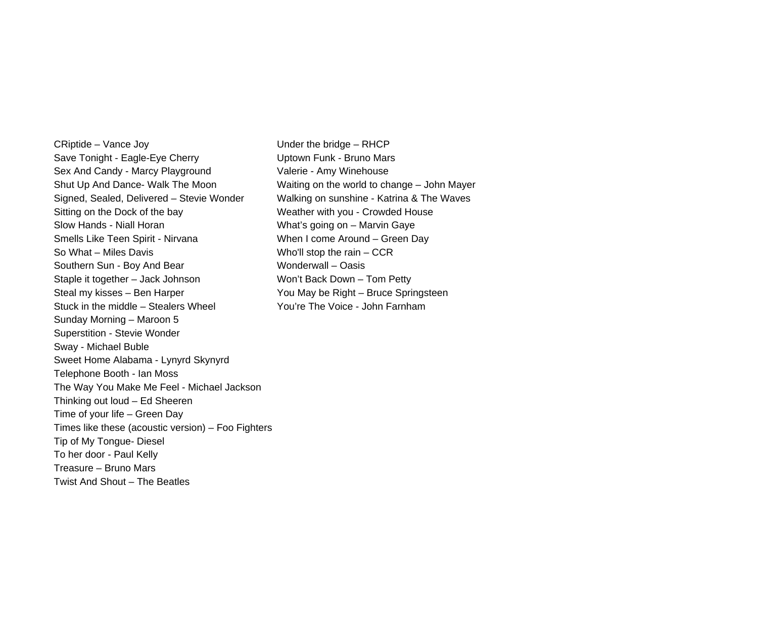CRiptide – Vance Joy
Save Tonight - Eagle-Eye Cherry
Sex And Candy - Marcy Playground
Shut Up And Dance- Walk The Moon
Signed, Sealed, Delivered – Stevie Wonder
Sitting on the Dock of the bay
Slow Hands - Niall Horan
Smells Like Teen Spirit - Nirvana
So What – Miles Davis
Southern Sun - Boy And Bear
Staple it together – Jack Johnson
Steal my kisses – Ben Harper
Stuck in the middle – Stealers Wheel
Sunday Morning – Maroon 5
Superstition - Stevie Wonder
Sway - Michael Buble
Sweet Home Alabama - Lynyrd Skynyrd
Telephone Booth - Ian Moss
The Way You Make Me Feel - Michael Jackson
Thinking out loud – Ed Sheeren
Time of your life – Green Day
Times like these (acoustic version) – Foo Fighters
Tip of My Tongue- Diesel
To her door - Paul Kelly
Treasure – Bruno Mars
Twist And Shout – The Beatles
Under the bridge – RHCP
Uptown Funk - Bruno Mars
Valerie - Amy Winehouse
Waiting on the world to change – John Mayer
Walking on sunshine - Katrina & The Waves
Weather with you - Crowded House
What's going on – Marvin Gaye
When I come Around – Green Day
Who'll stop the rain – CCR
Wonderwall – Oasis
Won't Back Down – Tom Petty
You May be Right – Bruce Springsteen
You're The Voice - John Farnham